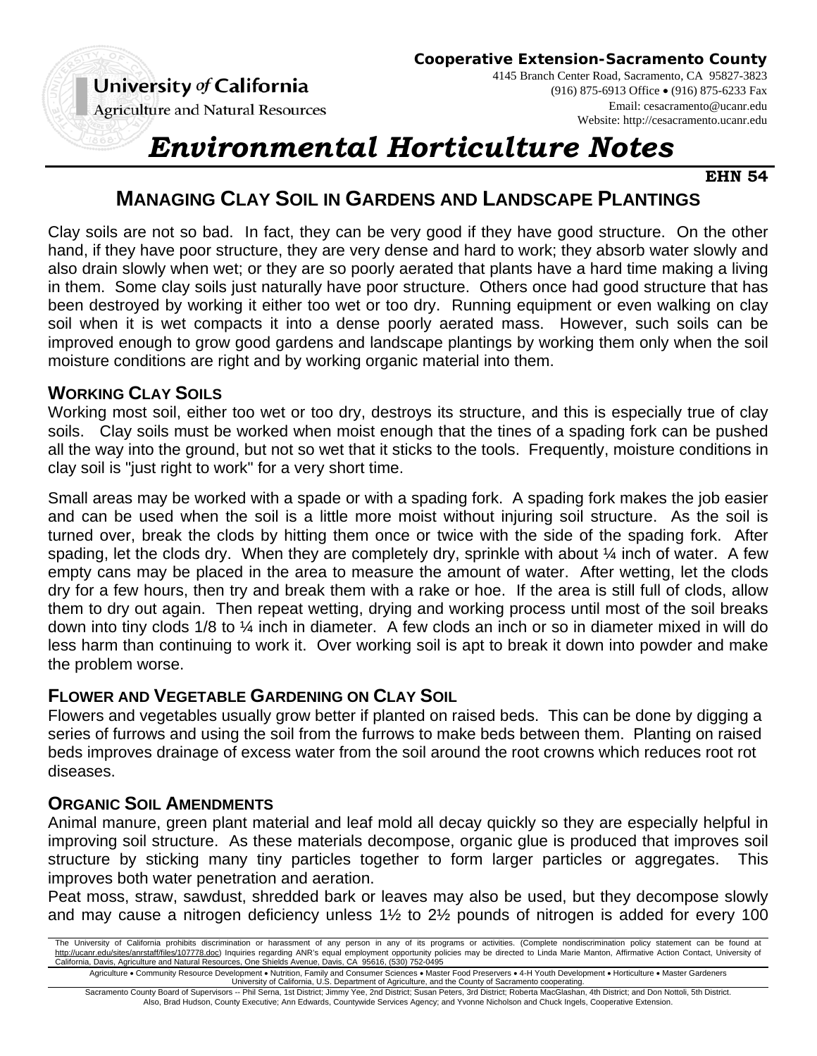**Cooperative Extension-Sacramento County**
4145 Branch Center Road, Sacramento, CA 95827-3823
(916) 875-6913 Office • (916) 875-6233 Fax
Email: cesacramento@ucanr.edu
Website: http://cesacramento.ucanr.edu

University *of* California
Agriculture and Natural Resources

# *Environmental Horticulture Notes*

**EHN 54**

## MANAGING CLAY SOIL IN GARDENS AND LANDSCAPE PLANTINGS

Clay soils are not so bad. In fact, they can be very good if they have good structure. On the other hand, if they have poor structure, they are very dense and hard to work; they absorb water slowly and also drain slowly when wet; or they are so poorly aerated that plants have a hard time making a living in them. Some clay soils just naturally have poor structure. Others once had good structure that has been destroyed by working it either too wet or too dry. Running equipment or even walking on clay soil when it is wet compacts it into a dense poorly aerated mass. However, such soils can be improved enough to grow good gardens and landscape plantings by working them only when the soil moisture conditions are right and by working organic material into them.

### WORKING CLAY SOILS

Working most soil, either too wet or too dry, destroys its structure, and this is especially true of clay soils. Clay soils must be worked when moist enough that the tines of a spading fork can be pushed all the way into the ground, but not so wet that it sticks to the tools. Frequently, moisture conditions in clay soil is "just right to work" for a very short time.

Small areas may be worked with a spade or with a spading fork. A spading fork makes the job easier and can be used when the soil is a little more moist without injuring soil structure. As the soil is turned over, break the clods by hitting them once or twice with the side of the spading fork. After spading, let the clods dry. When they are completely dry, sprinkle with about ¼ inch of water. A few empty cans may be placed in the area to measure the amount of water. After wetting, let the clods dry for a few hours, then try and break them with a rake or hoe. If the area is still full of clods, allow them to dry out again. Then repeat wetting, drying and working process until most of the soil breaks down into tiny clods 1/8 to ¼ inch in diameter. A few clods an inch or so in diameter mixed in will do less harm than continuing to work it. Over working soil is apt to break it down into powder and make the problem worse.

### FLOWER AND VEGETABLE GARDENING ON CLAY SOIL

Flowers and vegetables usually grow better if planted on raised beds. This can be done by digging a series of furrows and using the soil from the furrows to make beds between them. Planting on raised beds improves drainage of excess water from the soil around the root crowns which reduces root rot diseases.

### ORGANIC SOIL AMENDMENTS

Animal manure, green plant material and leaf mold all decay quickly so they are especially helpful in improving soil structure. As these materials decompose, organic glue is produced that improves soil structure by sticking many tiny particles together to form larger particles or aggregates. This improves both water penetration and aeration.

Peat moss, straw, sawdust, shredded bark or leaves may also be used, but they decompose slowly and may cause a nitrogen deficiency unless 1½ to 2½ pounds of nitrogen is added for every 100

The University of California prohibits discrimination or harassment of any person in any of its programs or activities. (Complete nondiscrimination policy statement can be found at http://ucanr.edu/sites/anrstaff/files/107778.doc) Inquiries regarding ANR's equal employment opportunity policies may be directed to Linda Marie Manton, Affirmative Action Contact, University of California, Davis, Agriculture and Natural Resources, One Shields Avenue, Davis, CA 95616, (530) 752-0495

Agriculture • Community Resource Development • Nutrition, Family and Consumer Sciences • Master Food Preservers • 4-H Youth Development • Horticulture • Master Gardeners
University of California, U.S. Department of Agriculture, and the County of Sacramento cooperating.

Sacramento County Board of Supervisors -- Phil Serna, 1st District; Jimmy Yee, 2nd District; Susan Peters, 3rd District; Roberta MacGlashan, 4th District; and Don Nottoli, 5th District.
Also, Brad Hudson, County Executive; Ann Edwards, Countywide Services Agency; and Yvonne Nicholson and Chuck Ingels, Cooperative Extension.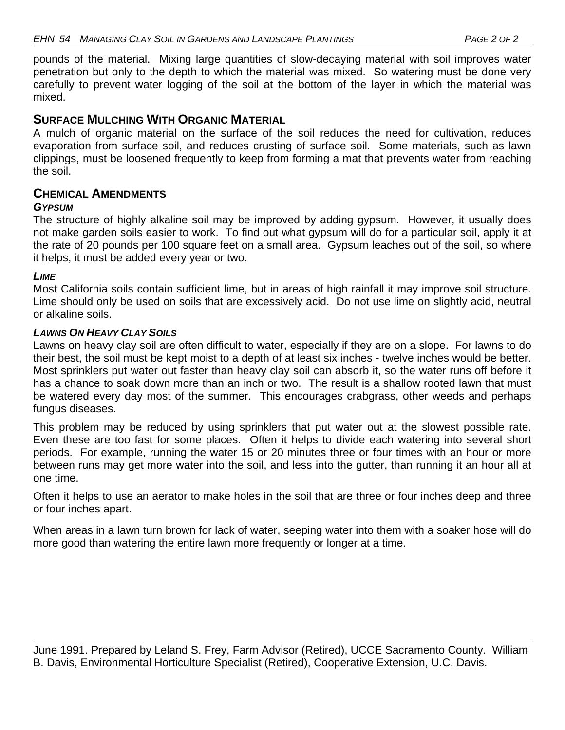pounds of the material. Mixing large quantities of slow-decaying material with soil improves water penetration but only to the depth to which the material was mixed. So watering must be done very carefully to prevent water logging of the soil at the bottom of the layer in which the material was mixed.

## Surface Mulching With Organic Material

A mulch of organic material on the surface of the soil reduces the need for cultivation, reduces evaporation from surface soil, and reduces crusting of surface soil. Some materials, such as lawn clippings, must be loosened frequently to keep from forming a mat that prevents water from reaching the soil.

## Chemical Amendments

### *Gypsum*

The structure of highly alkaline soil may be improved by adding gypsum. However, it usually does not make garden soils easier to work. To find out what gypsum will do for a particular soil, apply it at the rate of 20 pounds per 100 square feet on a small area. Gypsum leaches out of the soil, so where it helps, it must be added every year or two.

### *Lime*

Most California soils contain sufficient lime, but in areas of high rainfall it may improve soil structure. Lime should only be used on soils that are excessively acid. Do not use lime on slightly acid, neutral or alkaline soils.

### *Lawns On Heavy Clay Soils*

Lawns on heavy clay soil are often difficult to water, especially if they are on a slope. For lawns to do their best, the soil must be kept moist to a depth of at least six inches - twelve inches would be better. Most sprinklers put water out faster than heavy clay soil can absorb it, so the water runs off before it has a chance to soak down more than an inch or two. The result is a shallow rooted lawn that must be watered every day most of the summer. This encourages crabgrass, other weeds and perhaps fungus diseases.

This problem may be reduced by using sprinklers that put water out at the slowest possible rate. Even these are too fast for some places. Often it helps to divide each watering into several short periods. For example, running the water 15 or 20 minutes three or four times with an hour or more between runs may get more water into the soil, and less into the gutter, than running it an hour all at one time.

Often it helps to use an aerator to make holes in the soil that are three or four inches deep and three or four inches apart.

When areas in a lawn turn brown for lack of water, seeping water into them with a soaker hose will do more good than watering the entire lawn more frequently or longer at a time.

---

June 1991. Prepared by Leland S. Frey, Farm Advisor (Retired), UCCE Sacramento County. William B. Davis, Environmental Horticulture Specialist (Retired), Cooperative Extension, U.C. Davis.